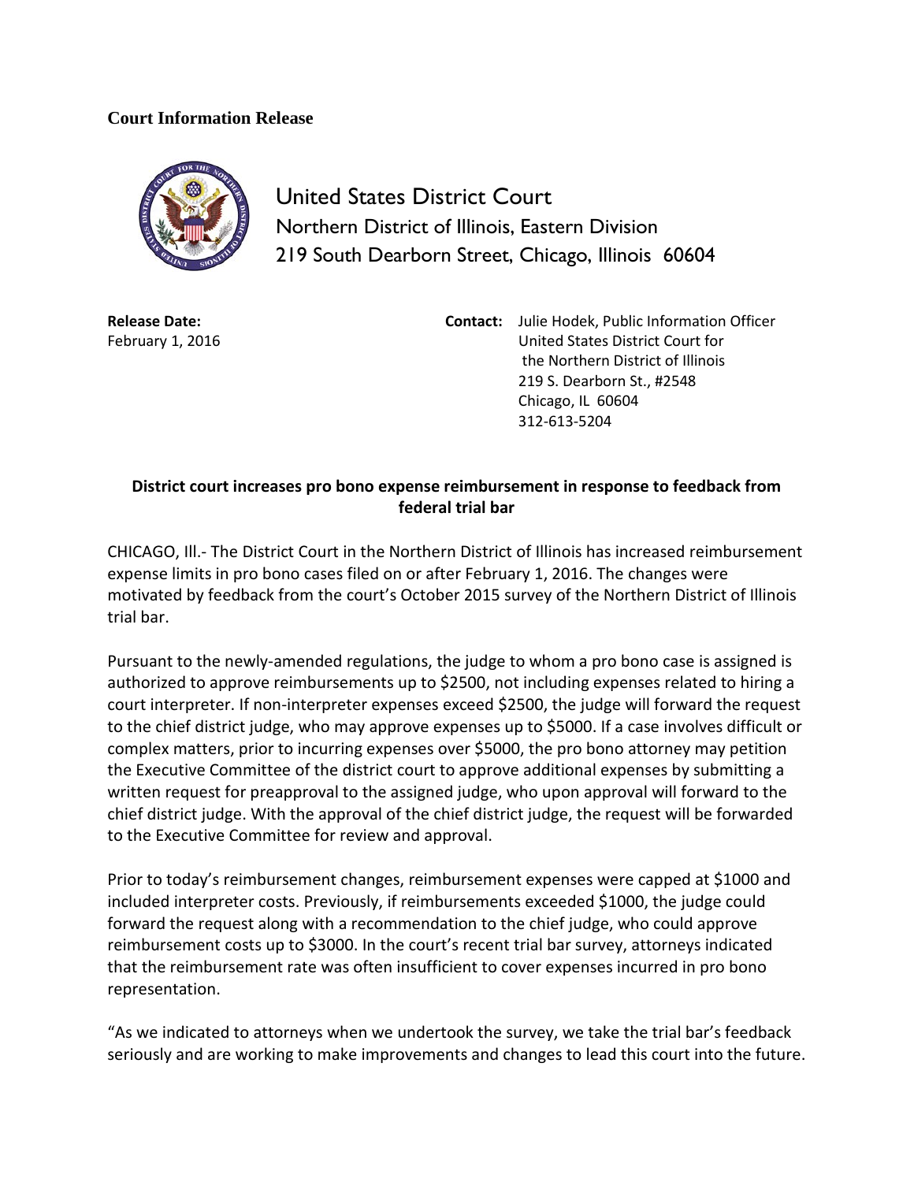**Court Information Release**

United States District Court
Northern District of Illinois, Eastern Division
219 South Dearborn Street, Chicago, Illinois 60604

**Release Date:**
February 1, 2016

**Contact:** Julie Hodek, Public Information Officer
United States District Court for
the Northern District of Illinois
219 S. Dearborn St., #2548
Chicago, IL 60604
312-613-5204

**District court increases pro bono expense reimbursement in response to feedback from federal trial bar**

CHICAGO, Ill.- The District Court in the Northern District of Illinois has increased reimbursement expense limits in pro bono cases filed on or after February 1, 2016. The changes were motivated by feedback from the court's October 2015 survey of the Northern District of Illinois trial bar.

Pursuant to the newly-amended regulations, the judge to whom a pro bono case is assigned is authorized to approve reimbursements up to $2500, not including expenses related to hiring a court interpreter. If non-interpreter expenses exceed $2500, the judge will forward the request to the chief district judge, who may approve expenses up to $5000. If a case involves difficult or complex matters, prior to incurring expenses over $5000, the pro bono attorney may petition the Executive Committee of the district court to approve additional expenses by submitting a written request for preapproval to the assigned judge, who upon approval will forward to the chief district judge. With the approval of the chief district judge, the request will be forwarded to the Executive Committee for review and approval.

Prior to today's reimbursement changes, reimbursement expenses were capped at $1000 and included interpreter costs. Previously, if reimbursements exceeded $1000, the judge could forward the request along with a recommendation to the chief judge, who could approve reimbursement costs up to $3000. In the court's recent trial bar survey, attorneys indicated that the reimbursement rate was often insufficient to cover expenses incurred in pro bono representation.

"As we indicated to attorneys when we undertook the survey, we take the trial bar's feedback seriously and are working to make improvements and changes to lead this court into the future.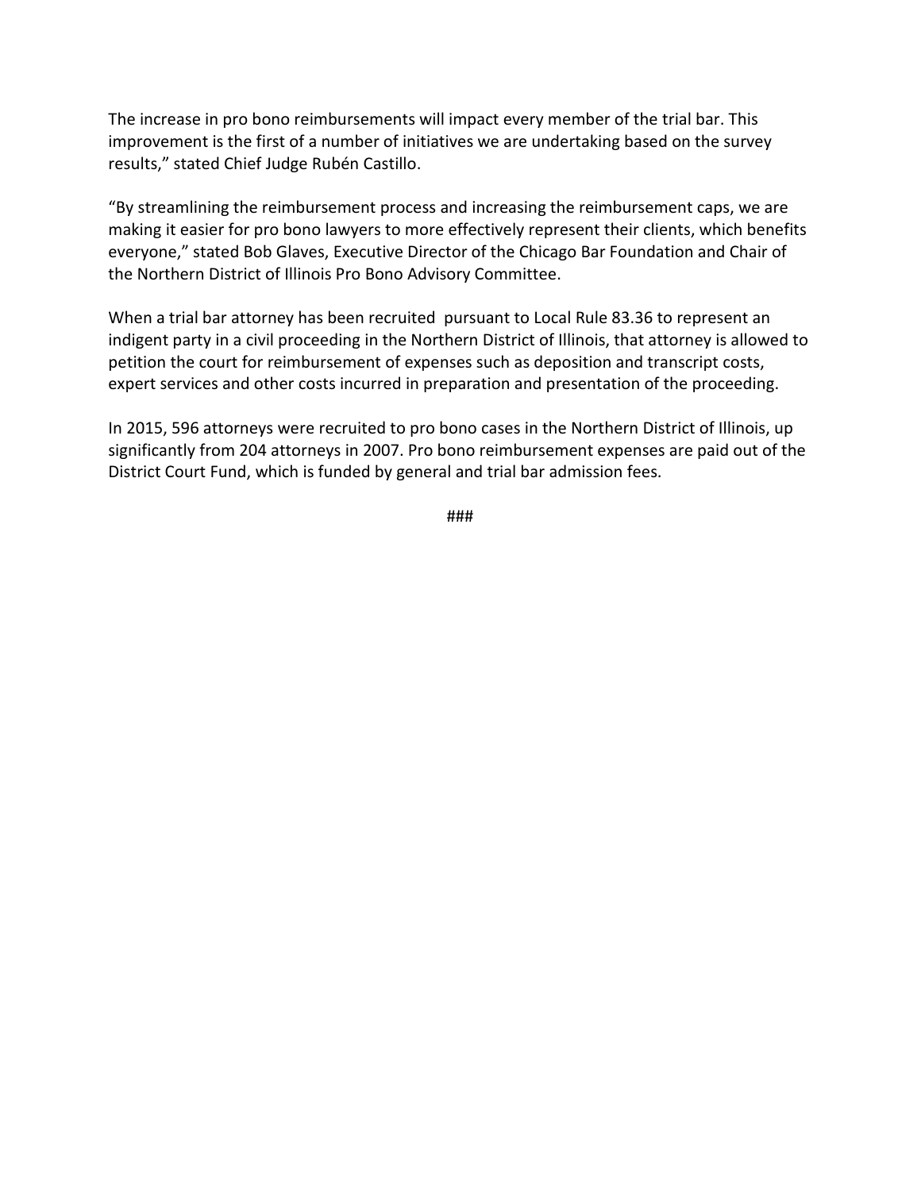The increase in pro bono reimbursements will impact every member of the trial bar. This improvement is the first of a number of initiatives we are undertaking based on the survey results," stated Chief Judge Rubén Castillo.

"By streamlining the reimbursement process and increasing the reimbursement caps, we are making it easier for pro bono lawyers to more effectively represent their clients, which benefits everyone," stated Bob Glaves, Executive Director of the Chicago Bar Foundation and Chair of the Northern District of Illinois Pro Bono Advisory Committee.

When a trial bar attorney has been recruited pursuant to Local Rule 83.36 to represent an indigent party in a civil proceeding in the Northern District of Illinois, that attorney is allowed to petition the court for reimbursement of expenses such as deposition and transcript costs, expert services and other costs incurred in preparation and presentation of the proceeding.

In 2015, 596 attorneys were recruited to pro bono cases in the Northern District of Illinois, up significantly from 204 attorneys in 2007. Pro bono reimbursement expenses are paid out of the District Court Fund, which is funded by general and trial bar admission fees.

###